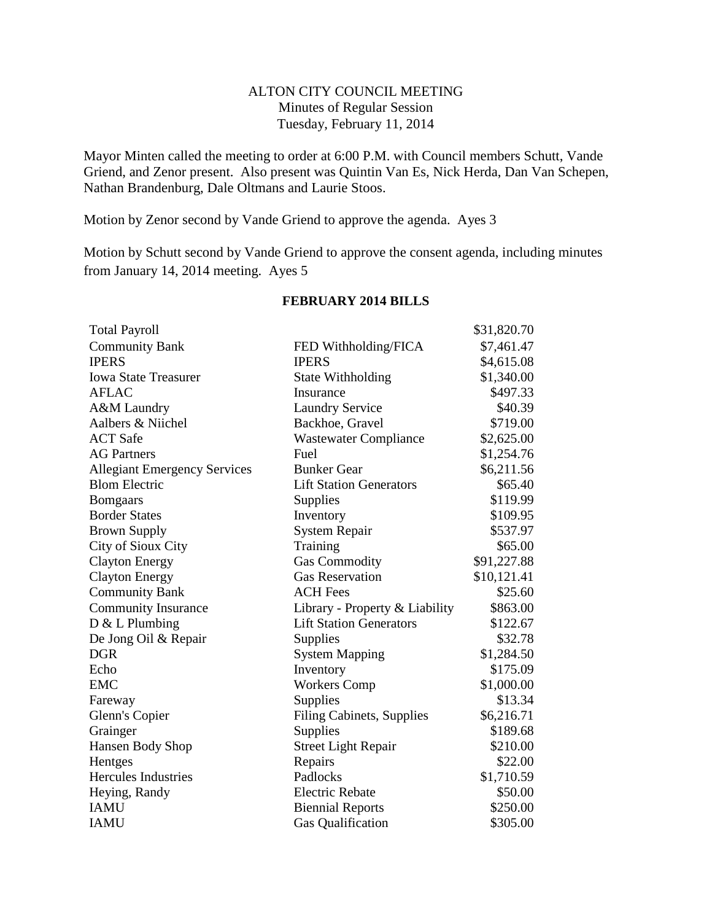# ALTON CITY COUNCIL MEETING

Minutes of Regular Session
Tuesday, February 11, 2014

Mayor Minten called the meeting to order at 6:00 P.M. with Council members Schutt, Vande Griend, and Zenor present. Also present was Quintin Van Es, Nick Herda, Dan Van Schepen, Nathan Brandenburg, Dale Oltmans and Laurie Stoos.

Motion by Zenor second by Vande Griend to approve the agenda. Ayes 3

Motion by Schutt second by Vande Griend to approve the consent agenda, including minutes from January 14, 2014 meeting. Ayes 5

## FEBRUARY 2014 BILLS

| | | |
|---|---|---|
| Total Payroll | | $31,820.70 |
| Community Bank | FED Withholding/FICA | $7,461.47 |
| IPERS | IPERS | $4,615.08 |
| Iowa State Treasurer | State Withholding | $1,340.00 |
| AFLAC | Insurance | $497.33 |
| A&M Laundry | Laundry Service | $40.39 |
| Aalbers & Niichel | Backhoe, Gravel | $719.00 |
| ACT Safe | Wastewater Compliance | $2,625.00 |
| AG Partners | Fuel | $1,254.76 |
| Allegiant Emergency Services | Bunker Gear | $6,211.56 |
| Blom Electric | Lift Station Generators | $65.40 |
| Bomgaars | Supplies | $119.99 |
| Border States | Inventory | $109.95 |
| Brown Supply | System Repair | $537.97 |
| City of Sioux City | Training | $65.00 |
| Clayton Energy | Gas Commodity | $91,227.88 |
| Clayton Energy | Gas Reservation | $10,121.41 |
| Community Bank | ACH Fees | $25.60 |
| Community Insurance | Library - Property & Liability | $863.00 |
| D & L Plumbing | Lift Station Generators | $122.67 |
| De Jong Oil & Repair | Supplies | $32.78 |
| DGR | System Mapping | $1,284.50 |
| Echo | Inventory | $175.09 |
| EMC | Workers Comp | $1,000.00 |
| Fareway | Supplies | $13.34 |
| Glenn's Copier | Filing Cabinets, Supplies | $6,216.71 |
| Grainger | Supplies | $189.68 |
| Hansen Body Shop | Street Light Repair | $210.00 |
| Hentges | Repairs | $22.00 |
| Hercules Industries | Padlocks | $1,710.59 |
| Heying, Randy | Electric Rebate | $50.00 |
| IAMU | Biennial Reports | $250.00 |
| IAMU | Gas Qualification | $305.00 |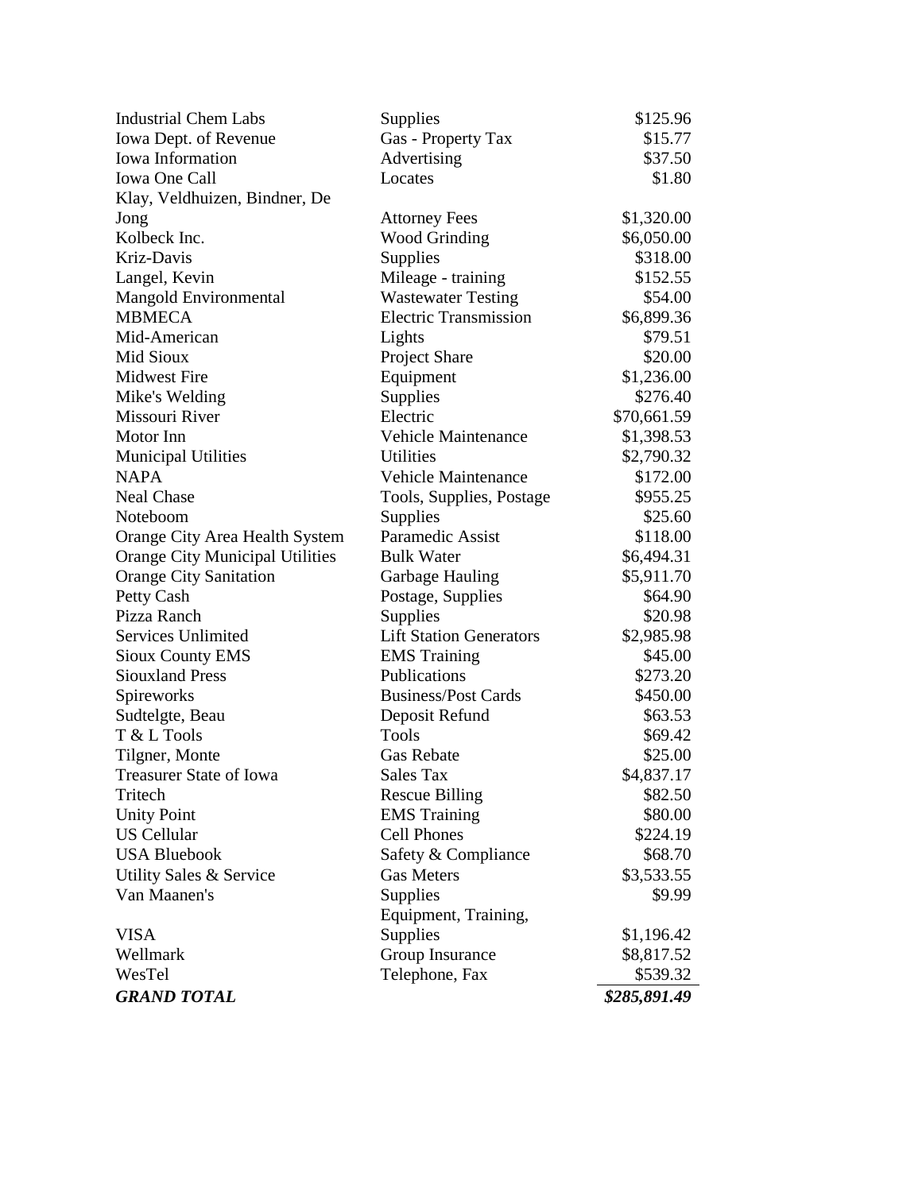| | | |
|---|---|---|
| Industrial Chem Labs | Supplies | $125.96 |
| Iowa Dept. of Revenue | Gas - Property Tax | $15.77 |
| Iowa Information | Advertising | $37.50 |
| Iowa One Call | Locates | $1.80 |
| Klay, Veldhuizen, Bindner, De Jong | Attorney Fees | $1,320.00 |
| Kolbeck Inc. | Wood Grinding | $6,050.00 |
| Kriz-Davis | Supplies | $318.00 |
| Langel, Kevin | Mileage - training | $152.55 |
| Mangold Environmental | Wastewater Testing | $54.00 |
| MBMECA | Electric Transmission | $6,899.36 |
| Mid-American | Lights | $79.51 |
| Mid Sioux | Project Share | $20.00 |
| Midwest Fire | Equipment | $1,236.00 |
| Mike's Welding | Supplies | $276.40 |
| Missouri River | Electric | $70,661.59 |
| Motor Inn | Vehicle Maintenance | $1,398.53 |
| Municipal Utilities | Utilities | $2,790.32 |
| NAPA | Vehicle Maintenance | $172.00 |
| Neal Chase | Tools, Supplies, Postage | $955.25 |
| Noteboom | Supplies | $25.60 |
| Orange City Area Health System | Paramedic Assist | $118.00 |
| Orange City Municipal Utilities | Bulk Water | $6,494.31 |
| Orange City Sanitation | Garbage Hauling | $5,911.70 |
| Petty Cash | Postage, Supplies | $64.90 |
| Pizza Ranch | Supplies | $20.98 |
| Services Unlimited | Lift Station Generators | $2,985.98 |
| Sioux County EMS | EMS Training | $45.00 |
| Siouxland Press | Publications | $273.20 |
| Spireworks | Business/Post Cards | $450.00 |
| Sudtelgte, Beau | Deposit Refund | $63.53 |
| T & L Tools | Tools | $69.42 |
| Tilgner, Monte | Gas Rebate | $25.00 |
| Treasurer State of Iowa | Sales Tax | $4,837.17 |
| Tritech | Rescue Billing | $82.50 |
| Unity Point | EMS Training | $80.00 |
| US Cellular | Cell Phones | $224.19 |
| USA Bluebook | Safety & Compliance | $68.70 |
| Utility Sales & Service | Gas Meters | $3,533.55 |
| Van Maanen's | Supplies | $9.99 |
| VISA | Equipment, Training, Supplies | $1,196.42 |
| Wellmark | Group Insurance | $8,817.52 |
| WesTel | Telephone, Fax | $539.32 |
| ***GRAND TOTAL*** | | ***$285,891.49*** |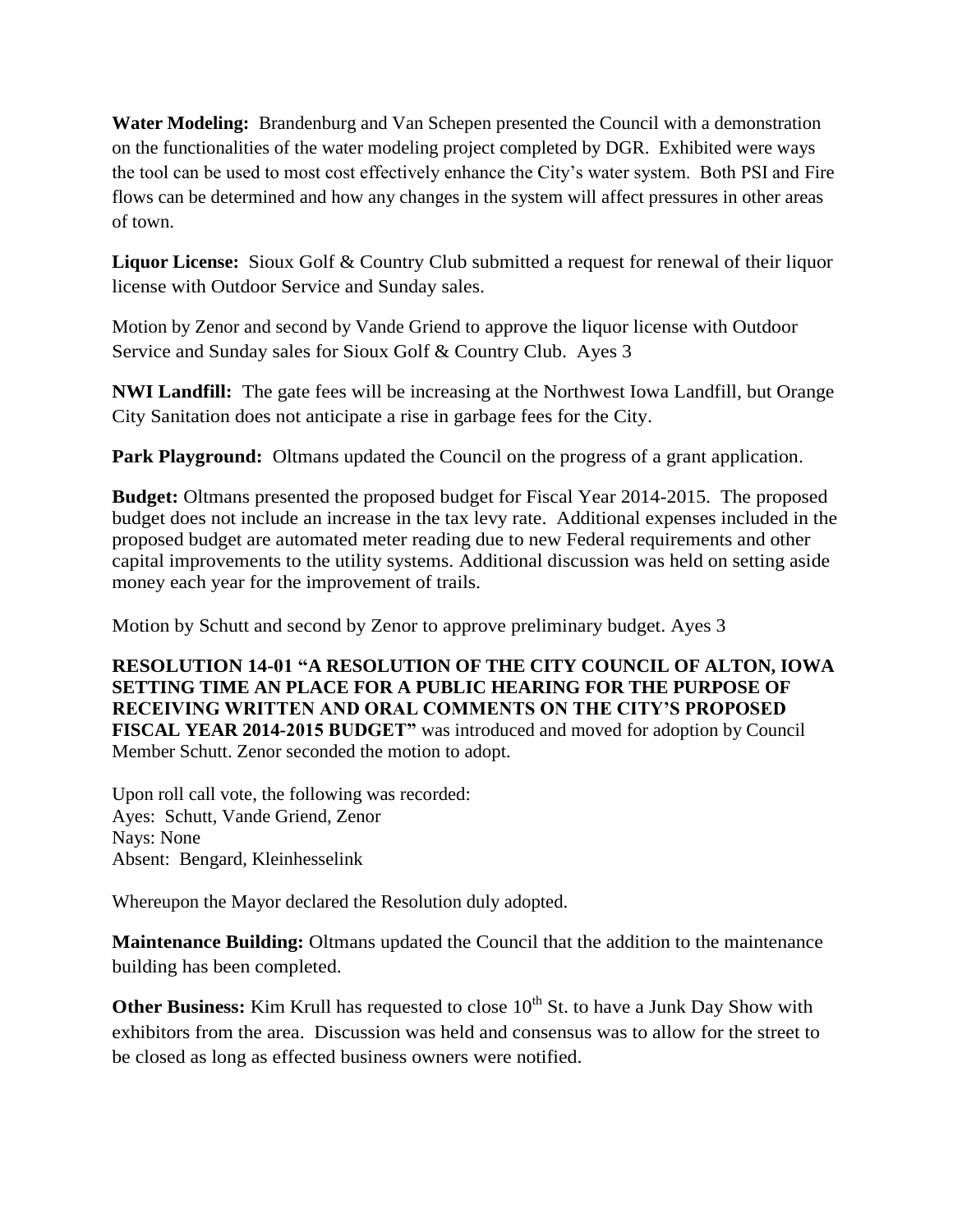**Water Modeling:** Brandenburg and Van Schepen presented the Council with a demonstration on the functionalities of the water modeling project completed by DGR. Exhibited were ways the tool can be used to most cost effectively enhance the City's water system. Both PSI and Fire flows can be determined and how any changes in the system will affect pressures in other areas of town.

**Liquor License:** Sioux Golf & Country Club submitted a request for renewal of their liquor license with Outdoor Service and Sunday sales.

Motion by Zenor and second by Vande Griend to approve the liquor license with Outdoor Service and Sunday sales for Sioux Golf & Country Club. Ayes 3

**NWI Landfill:** The gate fees will be increasing at the Northwest Iowa Landfill, but Orange City Sanitation does not anticipate a rise in garbage fees for the City.

**Park Playground:** Oltmans updated the Council on the progress of a grant application.

**Budget:** Oltmans presented the proposed budget for Fiscal Year 2014-2015. The proposed budget does not include an increase in the tax levy rate. Additional expenses included in the proposed budget are automated meter reading due to new Federal requirements and other capital improvements to the utility systems. Additional discussion was held on setting aside money each year for the improvement of trails.

Motion by Schutt and second by Zenor to approve preliminary budget. Ayes 3

**RESOLUTION 14-01 "A RESOLUTION OF THE CITY COUNCIL OF ALTON, IOWA SETTING TIME AN PLACE FOR A PUBLIC HEARING FOR THE PURPOSE OF RECEIVING WRITTEN AND ORAL COMMENTS ON THE CITY'S PROPOSED FISCAL YEAR 2014-2015 BUDGET"** was introduced and moved for adoption by Council Member Schutt. Zenor seconded the motion to adopt.

Upon roll call vote, the following was recorded:
Ayes: Schutt, Vande Griend, Zenor
Nays: None
Absent: Bengard, Kleinhesselink

Whereupon the Mayor declared the Resolution duly adopted.

**Maintenance Building:** Oltmans updated the Council that the addition to the maintenance building has been completed.

**Other Business:** Kim Krull has requested to close 10th St. to have a Junk Day Show with exhibitors from the area. Discussion was held and consensus was to allow for the street to be closed as long as effected business owners were notified.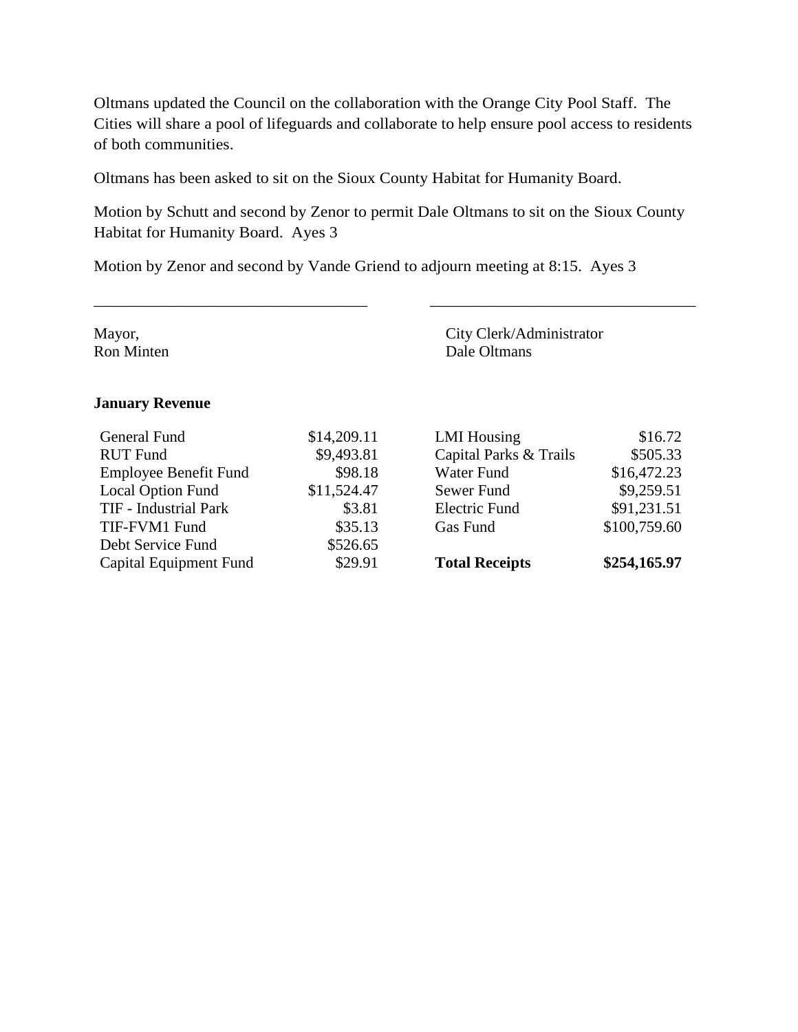Oltmans updated the Council on the collaboration with the Orange City Pool Staff. The Cities will share a pool of lifeguards and collaborate to help ensure pool access to residents of both communities.

Oltmans has been asked to sit on the Sioux County Habitat for Humanity Board.

Motion by Schutt and second by Zenor to permit Dale Oltmans to sit on the Sioux County Habitat for Humanity Board. Ayes 3

Motion by Zenor and second by Vande Griend to adjourn meeting at 8:15. Ayes 3

_________________________________          _________________________________

Mayor,
Ron Minten

City Clerk/Administrator
Dale Oltmans

**January Revenue**

| | | | |
|---|---|---|---|
| General Fund | $14,209.11 | LMI Housing | $16.72 |
| RUT Fund | $9,493.81 | Capital Parks & Trails | $505.33 |
| Employee Benefit Fund | $98.18 | Water Fund | $16,472.23 |
| Local Option Fund | $11,524.47 | Sewer Fund | $9,259.51 |
| TIF - Industrial Park | $3.81 | Electric Fund | $91,231.51 |
| TIF-FVM1 Fund | $35.13 | Gas Fund | $100,759.60 |
| Debt Service Fund | $526.65 | | |
| Capital Equipment Fund | $29.91 | **Total Receipts** | **$254,165.97** |